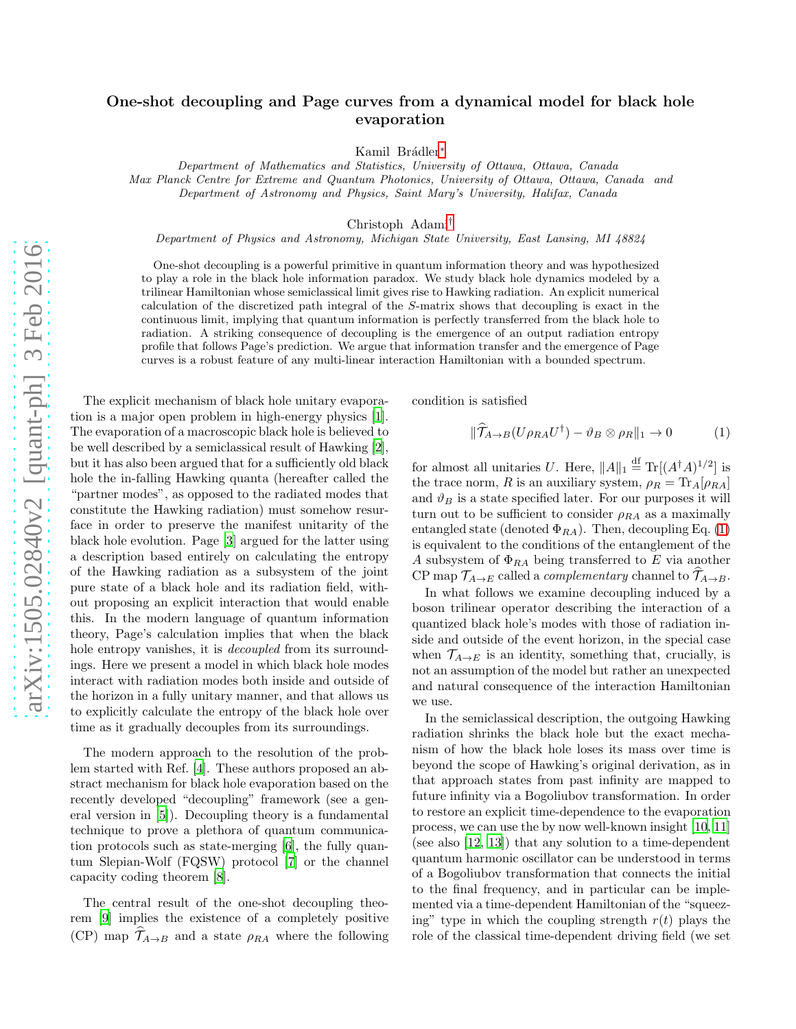# One-shot decoupling and Page curves from a dynamical model for black hole evaporation

Kamil Brádler*

*Department of Mathematics and Statistics, University of Ottawa, Ottawa, Canada*
*Max Planck Centre for Extreme and Quantum Photonics, University of Ottawa, Ottawa, Canada and*
*Department of Astronomy and Physics, Saint Mary's University, Halifax, Canada*

Christoph Adami†

*Department of Physics and Astronomy, Michigan State University, East Lansing, MI 48824*

One-shot decoupling is a powerful primitive in quantum information theory and was hypothesized to play a role in the black hole information paradox. We study black hole dynamics modeled by a trilinear Hamiltonian whose semiclassical limit gives rise to Hawking radiation. An explicit numerical calculation of the discretized path integral of the $S$-matrix shows that decoupling is exact in the continuous limit, implying that quantum information is perfectly transferred from the black hole to radiation. A striking consequence of decoupling is the emergence of an output radiation entropy profile that follows Page's prediction. We argue that information transfer and the emergence of Page curves is a robust feature of any multi-linear interaction Hamiltonian with a bounded spectrum.

The explicit mechanism of black hole unitary evaporation is a major open problem in high-energy physics [1]. The evaporation of a macroscopic black hole is believed to be well described by a semiclassical result of Hawking [2], but it has also been argued that for a sufficiently old black hole the in-falling Hawking quanta (hereafter called the "partner modes", as opposed to the radiated modes that constitute the Hawking radiation) must somehow resurface in order to preserve the manifest unitarity of the black hole evolution. Page [3] argued for the latter using a description based entirely on calculating the entropy of the Hawking radiation as a subsystem of the joint pure state of a black hole and its radiation field, without proposing an explicit interaction that would enable this. In the modern language of quantum information theory, Page's calculation implies that when the black hole entropy vanishes, it is *decoupled* from its surroundings. Here we present a model in which black hole modes interact with radiation modes both inside and outside of the horizon in a fully unitary manner, and that allows us to explicitly calculate the entropy of the black hole over time as it gradually decouples from its surroundings.

The modern approach to the resolution of the problem started with Ref. [4]. These authors proposed an abstract mechanism for black hole evaporation based on the recently developed "decoupling" framework (see a general version in [5]). Decoupling theory is a fundamental technique to prove a plethora of quantum communication protocols such as state-merging [6], the fully quantum Slepian-Wolf (FQSW) protocol [7] or the channel capacity coding theorem [8].

The central result of the one-shot decoupling theorem [9] implies the existence of a completely positive (CP) map $\widehat{\mathcal{T}}_{A\to B}$ and a state $\rho_{RA}$ where the following condition is satisfied

$$\|\widehat{\mathcal{T}}_{A\to B}(U\rho_{RA}U^\dagger) - \vartheta_B \otimes \rho_R\|_1 \to 0 \tag{1}$$

for almost all unitaries $U$. Here, $\|A\|_1 \overset{\mathrm{df}}{=} \mathrm{Tr}[(A^\dagger A)^{1/2}]$ is the trace norm, $R$ is an auxiliary system, $\rho_R = \mathrm{Tr}_A[\rho_{RA}]$ and $\vartheta_B$ is a state specified later. For our purposes it will turn out to be sufficient to consider $\rho_{RA}$ as a maximally entangled state (denoted $\Phi_{RA}$). Then, decoupling Eq. (1) is equivalent to the conditions of the entanglement of the $A$ subsystem of $\Phi_{RA}$ being transferred to $E$ via another CP map $\mathcal{T}_{A\to E}$ called a *complementary* channel to $\widehat{\mathcal{T}}_{A\to B}$.

In what follows we examine decoupling induced by a boson trilinear operator describing the interaction of a quantized black hole's modes with those of radiation inside and outside of the event horizon, in the special case when $\mathcal{T}_{A\to E}$ is an identity, something that, crucially, is not an assumption of the model but rather an unexpected and natural consequence of the interaction Hamiltonian we use.

In the semiclassical description, the outgoing Hawking radiation shrinks the black hole but the exact mechanism of how the black hole loses its mass over time is beyond the scope of Hawking's original derivation, as in that approach states from past infinity are mapped to future infinity via a Bogoliubov transformation. In order to restore an explicit time-dependence to the evaporation process, we can use the by now well-known insight [10, 11] (see also [12, 13]) that any solution to a time-dependent quantum harmonic oscillator can be understood in terms of a Bogoliubov transformation that connects the initial to the final frequency, and in particular can be implemented via a time-dependent Hamiltonian of the "squeezing" type in which the coupling strength $r(t)$ plays the role of the classical time-dependent driving field (we set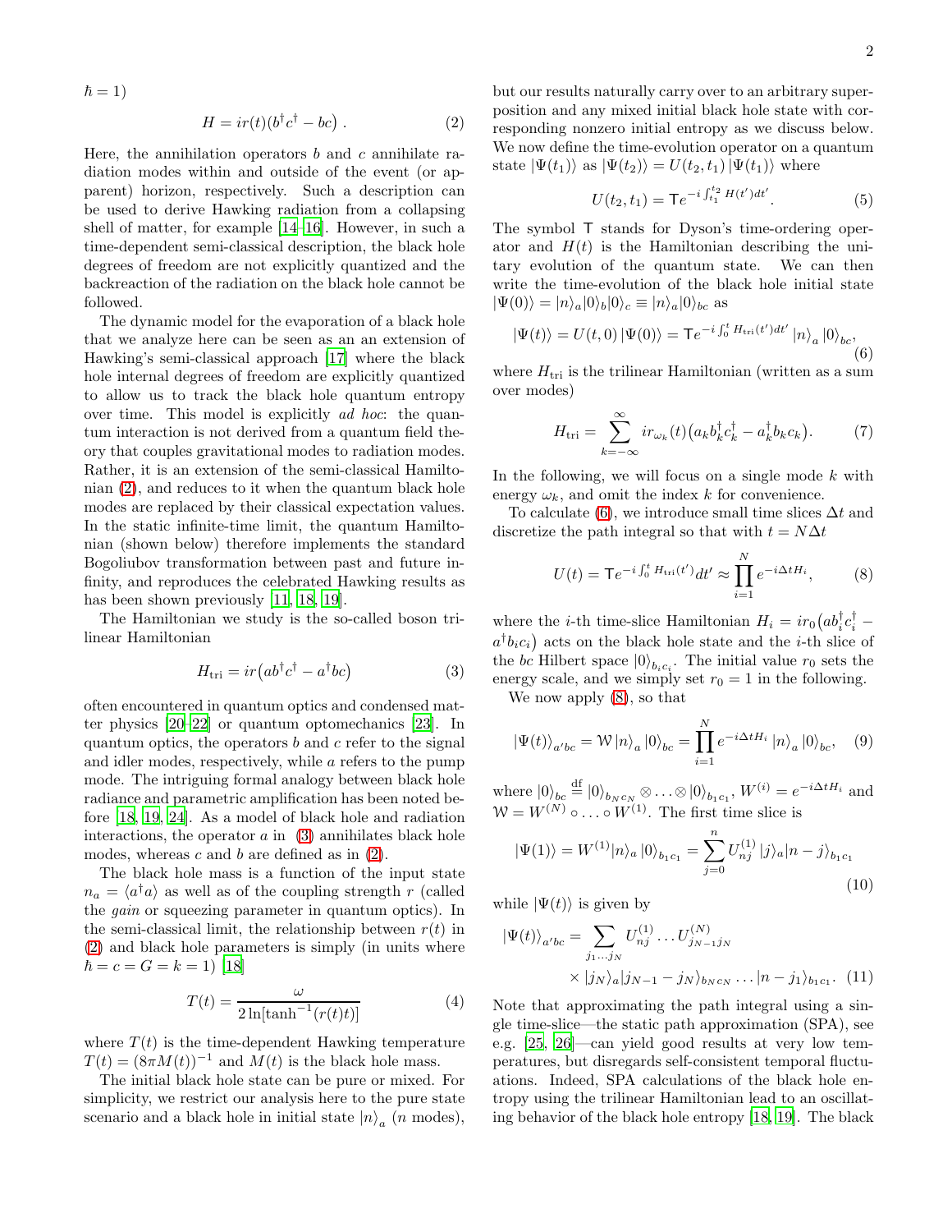$\hbar = 1$)

$$H = ir(t)(b^\dagger c^\dagger - bc)\ . \tag{2}$$

Here, the annihilation operators $b$ and $c$ annihilate radiation modes within and outside of the event (or apparent) horizon, respectively. Such a description can be used to derive Hawking radiation from a collapsing shell of matter, for example [14–16]. However, in such a time-dependent semi-classical description, the black hole degrees of freedom are not explicitly quantized and the backreaction of the radiation on the black hole cannot be followed.

The dynamic model for the evaporation of a black hole that we analyze here can be seen as an an extension of Hawking's semi-classical approach [17] where the black hole internal degrees of freedom are explicitly quantized to allow us to track the black hole quantum entropy over time. This model is explicitly *ad hoc*: the quantum interaction is not derived from a quantum field theory that couples gravitational modes to radiation modes. Rather, it is an extension of the semi-classical Hamiltonian (2), and reduces to it when the quantum black hole modes are replaced by their classical expectation values. In the static infinite-time limit, the quantum Hamiltonian (shown below) therefore implements the standard Bogoliubov transformation between past and future infinity, and reproduces the celebrated Hawking results as has been shown previously [11, 18, 19].

The Hamiltonian we study is the so-called boson trilinear Hamiltonian

$$H_{\rm tri} = ir\big(ab^\dagger c^\dagger - a^\dagger bc\big) \tag{3}$$

often encountered in quantum optics and condensed matter physics [20–22] or quantum optomechanics [23]. In quantum optics, the operators $b$ and $c$ refer to the signal and idler modes, respectively, while $a$ refers to the pump mode. The intriguing formal analogy between black hole radiance and parametric amplification has been noted before [18, 19, 24]. As a model of black hole and radiation interactions, the operator $a$ in (3) annihilates black hole modes, whereas $c$ and $b$ are defined as in (2).

The black hole mass is a function of the input state $n_a = \langle a^\dagger a\rangle$ as well as of the coupling strength $r$ (called the *gain* or squeezing parameter in quantum optics). In the semi-classical limit, the relationship between $r(t)$ in (2) and black hole parameters is simply (in units where $\hbar = c = G = k = 1$) [18]

$$T(t) = \frac{\omega}{2\ln[\tanh^{-1}(r(t)t)]} \tag{4}$$

where $T(t)$ is the time-dependent Hawking temperature $T(t) = (8\pi M(t))^{-1}$ and $M(t)$ is the black hole mass.

The initial black hole state can be pure or mixed. For simplicity, we restrict our analysis here to the pure state scenario and a black hole in initial state $|n\rangle_a$ ($n$ modes), but our results naturally carry over to an arbitrary superposition and any mixed initial black hole state with corresponding nonzero initial entropy as we discuss below. We now define the time-evolution operator on a quantum state $|\Psi(t_1)\rangle$ as $|\Psi(t_2)\rangle = U(t_2,t_1)\,|\Psi(t_1)\rangle$ where

$$U(t_2,t_1) = \mathsf{T}e^{-i\int_{t_1}^{t_2} H(t')dt'}. \tag{5}$$

The symbol $\mathsf{T}$ stands for Dyson's time-ordering operator and $H(t)$ is the Hamiltonian describing the unitary evolution of the quantum state. We can then write the time-evolution of the black hole initial state $|\Psi(0)\rangle = |n\rangle_a|0\rangle_b|0\rangle_c \equiv |n\rangle_a|0\rangle_{bc}$ as

$$|\Psi(t)\rangle = U(t,0)\,|\Psi(0)\rangle = \mathsf{T}e^{-i\int_0^t H_{\rm tri}(t')dt'}\,|n\rangle_a\,|0\rangle_{bc}, \tag{6}$$

where $H_{\rm tri}$ is the trilinear Hamiltonian (written as a sum over modes)

$$H_{\rm tri} = \sum_{k=-\infty}^{\infty} ir_{\omega_k}(t)\big(a_k b_k^\dagger c_k^\dagger - a_k^\dagger b_k c_k\big). \tag{7}$$

In the following, we will focus on a single mode $k$ with energy $\omega_k$, and omit the index $k$ for convenience.

To calculate (6), we introduce small time slices $\Delta t$ and discretize the path integral so that with $t = N\Delta t$

$$U(t) = \mathsf{T}e^{-i\int_0^t H_{\rm tri}(t')dt'} \approx \prod_{i=1}^{N} e^{-i\Delta t H_i}, \tag{8}$$

where the $i$-th time-slice Hamiltonian $H_i = ir_0\big(ab_i^\dagger c_i^\dagger - a^\dagger b_i c_i\big)$ acts on the black hole state and the $i$-th slice of the $bc$ Hilbert space $|0\rangle_{b_ic_i}$. The initial value $r_0$ sets the energy scale, and we simply set $r_0 = 1$ in the following.

We now apply (8), so that

$$|\Psi(t)\rangle_{a'bc} = \mathcal{W}\,|n\rangle_a\,|0\rangle_{bc} = \prod_{i=1}^{N} e^{-i\Delta t H_i}\,|n\rangle_a\,|0\rangle_{bc}, \tag{9}$$

where $|0\rangle_{bc} \stackrel{\rm df}{=} |0\rangle_{b_Nc_N} \otimes \ldots \otimes |0\rangle_{b_1c_1}$, $W^{(i)} = e^{-i\Delta t H_i}$ and $\mathcal{W} = W^{(N)} \circ \ldots \circ W^{(1)}$. The first time slice is

$$|\Psi(1)\rangle = W^{(1)}|n\rangle_a\,|0\rangle_{b_1c_1} = \sum_{j=0}^{n} U_{nj}^{(1)}\,|j\rangle_a|n-j\rangle_{b_1c_1} \tag{10}$$

while $|\Psi(t)\rangle$ is given by

$$|\Psi(t)\rangle_{a'bc} = \sum_{j_1\ldots j_N} U_{nj}^{(1)}\ldots U_{j_{N-1}j_N}^{(N)} \times |j_N\rangle_a|j_{N-1}-j_N\rangle_{b_Nc_N}\ldots|n-j_1\rangle_{b_1c_1}. \tag{11}$$

Note that approximating the path integral using a single time-slice—the static path approximation (SPA), see e.g. [25, 26]—can yield good results at very low temperatures, but disregards self-consistent temporal fluctuations. Indeed, SPA calculations of the black hole entropy using the trilinear Hamiltonian lead to an oscillating behavior of the black hole entropy [18, 19]. The black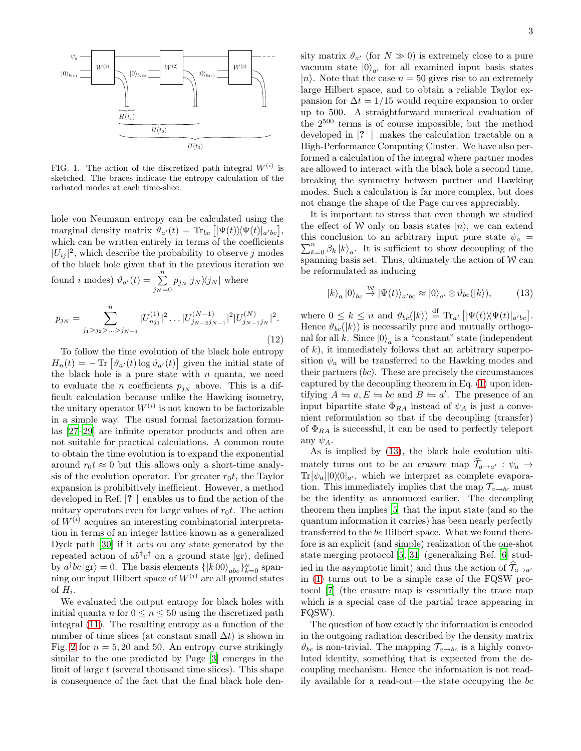FIG. 1. The action of the discretized path integral $W^{(i)}$ is sketched. The braces indicate the entropy calculation of the radiated modes at each time-slice.

hole von Neumann entropy can be calculated using the marginal density matrix $\vartheta_{a'}(t) = \mathrm{Tr}_{bc}\left[|\Psi(t)\rangle\langle\Psi(t)|_{a'bc}\right]$, which can be written entirely in terms of the coefficients $|U_{ij}|^2$, which describe the probability to observe $j$ modes of the black hole given that in the previous iteration we found $i$ modes) $\vartheta_{a'}(t) = \sum_{j_N=0}^{n} p_{j_N} |j_N\rangle\langle j_N|$ where

$$p_{j_N} = \sum_{j_1>j_2>\ldots>j_{N-1}}^{n} |U^{(1)}_{nj_1}|^2 \ldots |U^{(N-1)}_{j_{N-2}j_{N-1}}|^2 |U^{(N)}_{j_{N-1}j_N}|^2. \tag{12}$$

To follow the time evolution of the black hole entropy $H_n(t) = -\mathrm{Tr}\left[\vartheta_{a'}(t)\log\vartheta_{a'}(t)\right]$ given the initial state of the black hole is a pure state with $n$ quanta, we need to evaluate the $n$ coefficients $p_{j_N}$ above. This is a difficult calculation because unlike the Hawking isometry, the unitary operator $W^{(i)}$ is not known to be factorizable in a simple way. The usual formal factorization formulas [27–29] are infinite operator products and often are not suitable for practical calculations. A common route to obtain the time evolution is to expand the exponential around $r_0 t \approx 0$ but this allows only a short-time analysis of the evolution operator. For greater $r_0 t$, the Taylor expansion is prohibitively inefficient. However, a method developed in Ref. [? ] enables us to find the action of the unitary operators even for large values of $r_0 t$. The action of $W^{(i)}$ acquires an interesting combinatorial interpretation in terms of an integer lattice known as a generalized Dyck path [30] if it acts on any state generated by the repeated action of $ab^\dagger c^\dagger$ on a ground state $|\mathrm{gr}\rangle$, defined by $a^\dagger bc\,|\mathrm{gr}\rangle = 0$. The basis elements $\{|k\,00\rangle_{abc}\}_{k=0}^{n}$ spanning our input Hilbert space of $W^{(i)}$ are all ground states of $H_i$.

We evaluated the output entropy for black holes with initial quanta $n$ for $0 \le n \le 50$ using the discretized path integral (11). The resulting entropy as a function of the number of time slices (at constant small $\Delta t$) is shown in Fig. 2 for $n = 5, 20$ and $50$. An entropy curve strikingly similar to the one predicted by Page [3] emerges in the limit of large $t$ (several thousand time slices). This shape is consequence of the fact that the final black hole density matrix $\vartheta_{a'}$ (for $N \gg 0$) is extremely close to a pure vacuum state $|0\rangle_{a'}$ for all examined input basis states $|n\rangle$. Note that the case $n = 50$ gives rise to an extremely large Hilbert space, and to obtain a reliable Taylor expansion for $\Delta t = 1/15$ would require expansion to order up to 500. A straightforward numerical evaluation of the $2^{500}$ terms is of course impossible, but the method developed in [? ] makes the calculation tractable on a High-Performance Computing Cluster. We have also performed a calculation of the integral where partner modes are allowed to interact with the black hole a second time, breaking the symmetry between partner and Hawking modes. Such a calculation is far more complex, but does not change the shape of the Page curves appreciably.

It is important to stress that even though we studied the effect of $\mathcal{W}$ only on basis states $|n\rangle$, we can extend this conclusion to an arbitrary input pure state $\psi_a = \sum_{k=0}^{n} \beta_k |k\rangle_a$. It is sufficient to show decoupling of the spanning basis set. Thus, ultimately the action of $\mathcal{W}$ can be reformulated as inducing

$$|k\rangle_a |0\rangle_{bc} \xrightarrow{\mathcal{W}} |\Psi(t)\rangle_{a'bc} \approx |0\rangle_{a'} \otimes \vartheta_{bc}(|k\rangle), \tag{13}$$

where $0 \le k \le n$ and $\vartheta_{bc}(|k\rangle) \overset{\mathrm{df}}{=} \mathrm{Tr}_{a'}\left[|\Psi(t)\rangle\langle\Psi(t)|_{a'bc}\right]$. Hence $\vartheta_{bc}(|k\rangle)$ is necessarily pure and mutually orthogonal for all $k$. Since $|0\rangle_a$ is a "constant" state (independent of $k$), it immediately follows that an arbitrary superposition $\psi_a$ will be transferred to the Hawking modes and their partners ($bc$). These are precisely the circumstances captured by the decoupling theorem in Eq. (1) upon identifying $A \leftrightharpoons a, E \leftrightharpoons bc$ and $B \leftrightharpoons a'$. The presence of an input bipartite state $\Phi_{RA}$ instead of $\psi_A$ is just a convenient reformulation so that if the decoupling (transfer) of $\Phi_{RA}$ is successful, it can be used to perfectly teleport any $\psi_A$.

As is implied by (13), the black hole evolution ultimately turns out to be an *erasure* map $\widehat{\mathcal{T}}_{a\to a'} : \psi_a \to \mathrm{Tr}[\psi_a]|0\rangle\langle 0|_{a'}$, which we interpret as complete evaporation. This immediately implies that the map $\mathcal{T}_{a\to bc}$ must be the identity as announced earlier. The decoupling theorem then implies [5] that the input state (and so the quantum information it carries) has been nearly perfectly transferred to the $bc$ Hilbert space. What we found therefore is an explicit (and simple) realization of the one-shot state merging protocol [5, 31] (generalizing Ref. [6] studied in the asymptotic limit) and thus the action of $\widehat{\mathcal{T}}_{a\to a'}$ in (1) turns out to be a simple case of the FQSW protocol [7] (the erasure map is essentially the trace map which is a special case of the partial trace appearing in FQSW).

The question of how exactly the information is encoded in the outgoing radiation described by the density matrix $\vartheta_{bc}$ is non-trivial. The mapping $\mathcal{T}_{a\to bc}$ is a highly convoluted identity, something that is expected from the decoupling mechanism. Hence the information is not readily available for a read-out—the state occupying the $bc$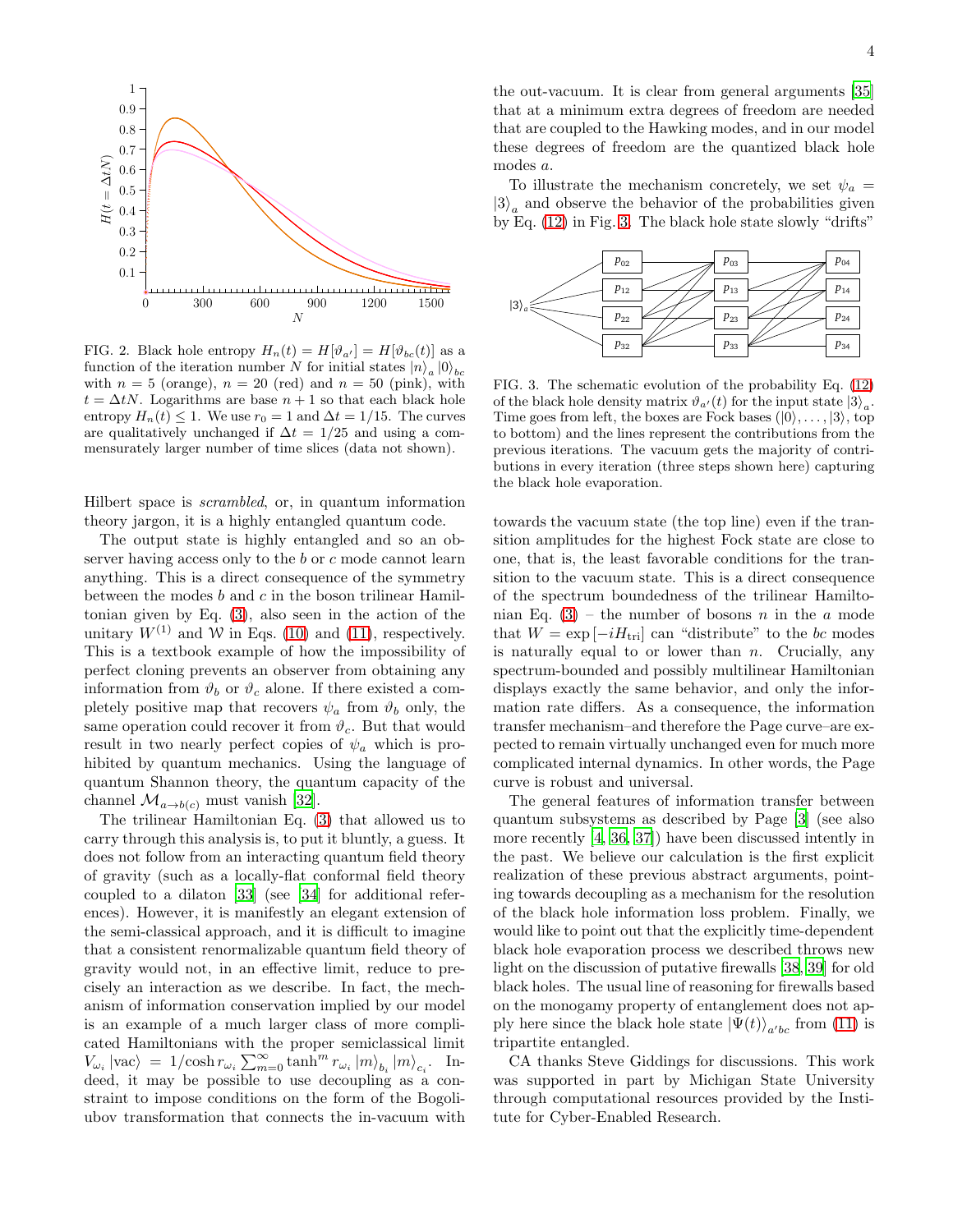FIG. 2. Black hole entropy $H_n(t) = H[\vartheta_{a'}] = H[\vartheta_{bc}(t)]$ as a function of the iteration number $N$ for initial states $|n\rangle_a |0\rangle_{bc}$ with $n = 5$ (orange), $n = 20$ (red) and $n = 50$ (pink), with $t = \Delta t N$. Logarithms are base $n+1$ so that each black hole entropy $H_n(t) \leq 1$. We use $r_0 = 1$ and $\Delta t = 1/15$. The curves are qualitatively unchanged if $\Delta t = 1/25$ and using a commensurately larger number of time slices (data not shown).

Hilbert space is *scrambled*, or, in quantum information theory jargon, it is a highly entangled quantum code.

The output state is highly entangled and so an observer having access only to the $b$ or $c$ mode cannot learn anything. This is a direct consequence of the symmetry between the modes $b$ and $c$ in the boson trilinear Hamiltonian given by Eq. (3), also seen in the action of the unitary $W^{(1)}$ and $\mathcal{W}$ in Eqs. (10) and (11), respectively. This is a textbook example of how the impossibility of perfect cloning prevents an observer from obtaining any information from $\vartheta_b$ or $\vartheta_c$ alone. If there existed a completely positive map that recovers $\psi_a$ from $\vartheta_b$ only, the same operation could recover it from $\vartheta_c$. But that would result in two nearly perfect copies of $\psi_a$ which is prohibited by quantum mechanics. Using the language of quantum Shannon theory, the quantum capacity of the channel $\mathcal{M}_{a\to b(c)}$ must vanish [32].

The trilinear Hamiltonian Eq. (3) that allowed us to carry through this analysis is, to put it bluntly, a guess. It does not follow from an interacting quantum field theory of gravity (such as a locally-flat conformal field theory coupled to a dilaton [33] (see [34] for additional references). However, it is manifestly an elegant extension of the semi-classical approach, and it is difficult to imagine that a consistent renormalizable quantum field theory of gravity would not, in an effective limit, reduce to precisely an interaction as we describe. In fact, the mechanism of information conservation implied by our model is an example of a much larger class of more complicated Hamiltonians with the proper semiclassical limit $V_{\omega_i}|\text{vac}\rangle = 1/\cosh r_{\omega_i} \sum_{m=0}^{\infty} \tanh^m r_{\omega_i} |m\rangle_{b_i} |m\rangle_{c_i}$. Indeed, it may be possible to use decoupling as a constraint to impose conditions on the form of the Bogoliubov transformation that connects the in-vacuum with the out-vacuum. It is clear from general arguments [35] that at a minimum extra degrees of freedom are needed that are coupled to the Hawking modes, and in our model these degrees of freedom are the quantized black hole modes $a$.

To illustrate the mechanism concretely, we set $\psi_a = |3\rangle_a$ and observe the behavior of the probabilities given by Eq. (12) in Fig. 3. The black hole state slowly "drifts"

FIG. 3. The schematic evolution of the probability Eq. (12) of the black hole density matrix $\vartheta_{a'}(t)$ for the input state $|3\rangle_a$. Time goes from left, the boxes are Fock bases ($|0\rangle, \ldots, |3\rangle$, top to bottom) and the lines represent the contributions from the previous iterations. The vacuum gets the majority of contributions in every iteration (three steps shown here) capturing the black hole evaporation.

towards the vacuum state (the top line) even if the transition amplitudes for the highest Fock state are close to one, that is, the least favorable conditions for the transition to the vacuum state. This is a direct consequence of the spectrum boundedness of the trilinear Hamiltonian Eq. (3) – the number of bosons $n$ in the $a$ mode that $W = \exp[-iH_{\text{tri}}]$ can "distribute" to the $bc$ modes is naturally equal to or lower than $n$. Crucially, any spectrum-bounded and possibly multilinear Hamiltonian displays exactly the same behavior, and only the information rate differs. As a consequence, the information transfer mechanism–and therefore the Page curve–are expected to remain virtually unchanged even for much more complicated internal dynamics. In other words, the Page curve is robust and universal.

The general features of information transfer between quantum subsystems as described by Page [3] (see also more recently [4, 36, 37]) have been discussed intently in the past. We believe our calculation is the first explicit realization of these previous abstract arguments, pointing towards decoupling as a mechanism for the resolution of the black hole information loss problem. Finally, we would like to point out that the explicitly time-dependent black hole evaporation process we described throws new light on the discussion of putative firewalls [38, 39] for old black holes. The usual line of reasoning for firewalls based on the monogamy property of entanglement does not apply here since the black hole state $|\Psi(t)\rangle_{a'bc}$ from (11) is tripartite entangled.

CA thanks Steve Giddings for discussions. This work was supported in part by Michigan State University through computational resources provided by the Institute for Cyber-Enabled Research.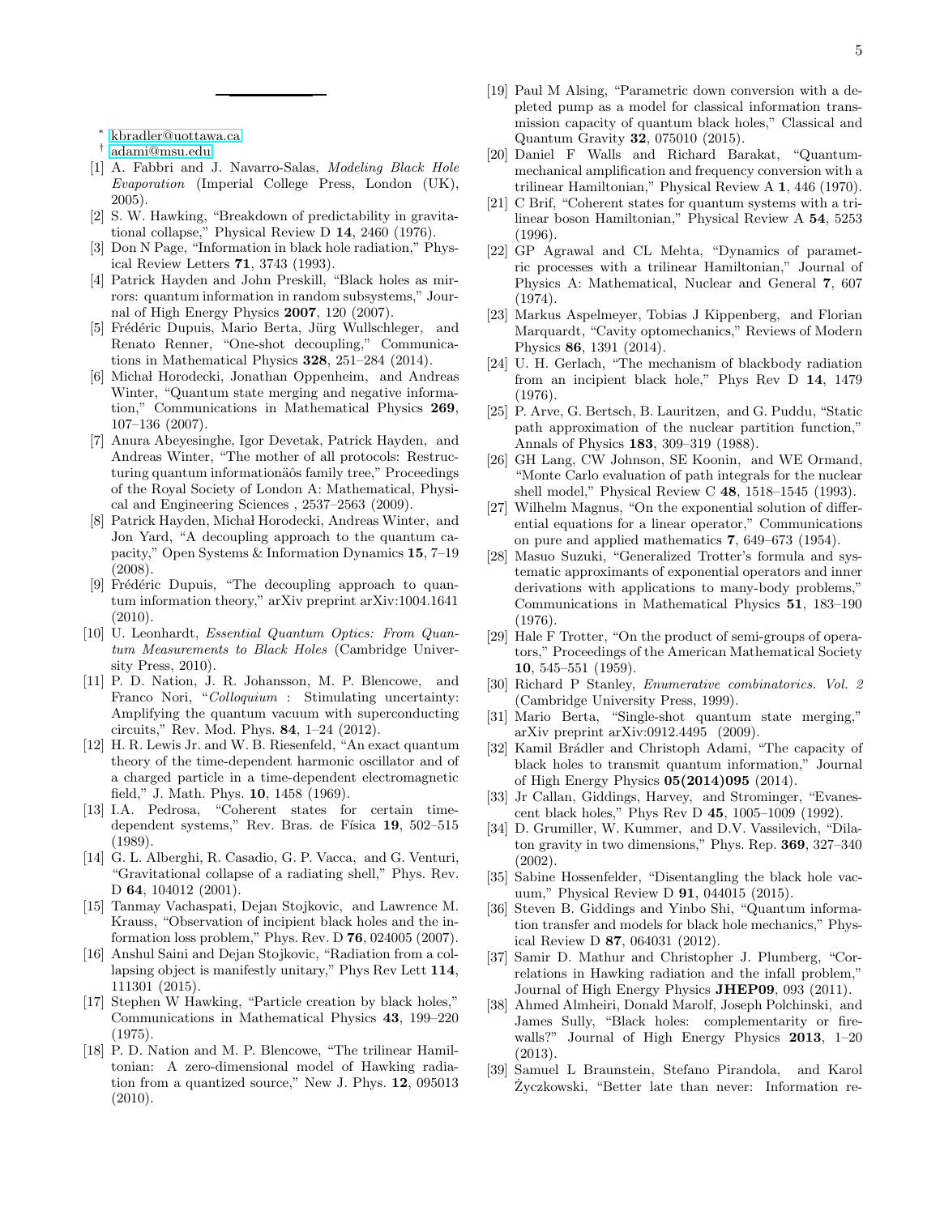\* kbradler@uottawa.ca

† adami@msu.edu

[1] A. Fabbri and J. Navarro-Salas, *Modeling Black Hole Evaporation* (Imperial College Press, London (UK), 2005).

[2] S. W. Hawking, "Breakdown of predictability in gravitational collapse," Physical Review D **14**, 2460 (1976).

[3] Don N Page, "Information in black hole radiation," Physical Review Letters **71**, 3743 (1993).

[4] Patrick Hayden and John Preskill, "Black holes as mirrors: quantum information in random subsystems," Journal of High Energy Physics **2007**, 120 (2007).

[5] Frédéric Dupuis, Mario Berta, Jürg Wullschleger, and Renato Renner, "One-shot decoupling," Communications in Mathematical Physics **328**, 251–284 (2014).

[6] Michał Horodecki, Jonathan Oppenheim, and Andreas Winter, "Quantum state merging and negative information," Communications in Mathematical Physics **269**, 107–136 (2007).

[7] Anura Abeyesinghe, Igor Devetak, Patrick Hayden, and Andreas Winter, "The mother of all protocols: Restructuring quantum informationâ̆ôs family tree," Proceedings of the Royal Society of London A: Mathematical, Physical and Engineering Sciences , 2537–2563 (2009).

[8] Patrick Hayden, Michał Horodecki, Andreas Winter, and Jon Yard, "A decoupling approach to the quantum capacity," Open Systems & Information Dynamics **15**, 7–19 (2008).

[9] Frédéric Dupuis, "The decoupling approach to quantum information theory," arXiv preprint arXiv:1004.1641 (2010).

[10] U. Leonhardt, *Essential Quantum Optics: From Quantum Measurements to Black Holes* (Cambridge University Press, 2010).

[11] P. D. Nation, J. R. Johansson, M. P. Blencowe, and Franco Nori, "*Colloquium* : Stimulating uncertainty: Amplifying the quantum vacuum with superconducting circuits," Rev. Mod. Phys. **84**, 1–24 (2012).

[12] H. R. Lewis Jr. and W. B. Riesenfeld, "An exact quantum theory of the time-dependent harmonic oscillator and of a charged particle in a time-dependent electromagnetic field," J. Math. Phys. **10**, 1458 (1969).

[13] I.A. Pedrosa, "Coherent states for certain time-dependent systems," Rev. Bras. de Física **19**, 502–515 (1989).

[14] G. L. Alberghi, R. Casadio, G. P. Vacca, and G. Venturi, "Gravitational collapse of a radiating shell," Phys. Rev. D **64**, 104012 (2001).

[15] Tanmay Vachaspati, Dejan Stojkovic, and Lawrence M. Krauss, "Observation of incipient black holes and the information loss problem," Phys. Rev. D **76**, 024005 (2007).

[16] Anshul Saini and Dejan Stojkovic, "Radiation from a collapsing object is manifestly unitary," Phys Rev Lett **114**, 111301 (2015).

[17] Stephen W Hawking, "Particle creation by black holes," Communications in Mathematical Physics **43**, 199–220 (1975).

[18] P. D. Nation and M. P. Blencowe, "The trilinear Hamiltonian: A zero-dimensional model of Hawking radiation from a quantized source," New J. Phys. **12**, 095013 (2010).

[19] Paul M Alsing, "Parametric down conversion with a depleted pump as a model for classical information transmission capacity of quantum black holes," Classical and Quantum Gravity **32**, 075010 (2015).

[20] Daniel F Walls and Richard Barakat, "Quantum-mechanical amplification and frequency conversion with a trilinear Hamiltonian," Physical Review A **1**, 446 (1970).

[21] C Brif, "Coherent states for quantum systems with a trilinear boson Hamiltonian," Physical Review A **54**, 5253 (1996).

[22] GP Agrawal and CL Mehta, "Dynamics of parametric processes with a trilinear Hamiltonian," Journal of Physics A: Mathematical, Nuclear and General **7**, 607 (1974).

[23] Markus Aspelmeyer, Tobias J Kippenberg, and Florian Marquardt, "Cavity optomechanics," Reviews of Modern Physics **86**, 1391 (2014).

[24] U. H. Gerlach, "The mechanism of blackbody radiation from an incipient black hole," Phys Rev D **14**, 1479 (1976).

[25] P. Arve, G. Bertsch, B. Lauritzen, and G. Puddu, "Static path approximation of the nuclear partition function," Annals of Physics **183**, 309–319 (1988).

[26] GH Lang, CW Johnson, SE Koonin, and WE Ormand, "Monte Carlo evaluation of path integrals for the nuclear shell model," Physical Review C **48**, 1518–1545 (1993).

[27] Wilhelm Magnus, "On the exponential solution of differential equations for a linear operator," Communications on pure and applied mathematics **7**, 649–673 (1954).

[28] Masuo Suzuki, "Generalized Trotter's formula and systematic approximants of exponential operators and inner derivations with applications to many-body problems," Communications in Mathematical Physics **51**, 183–190 (1976).

[29] Hale F Trotter, "On the product of semi-groups of operators," Proceedings of the American Mathematical Society **10**, 545–551 (1959).

[30] Richard P Stanley, *Enumerative combinatorics. Vol. 2* (Cambridge University Press, 1999).

[31] Mario Berta, "Single-shot quantum state merging," arXiv preprint arXiv:0912.4495 (2009).

[32] Kamil Brádler and Christoph Adami, "The capacity of black holes to transmit quantum information," Journal of High Energy Physics **05(2014)095** (2014).

[33] Jr Callan, Giddings, Harvey, and Strominger, "Evanescent black holes," Phys Rev D **45**, 1005–1009 (1992).

[34] D. Grumiller, W. Kummer, and D.V. Vassilevich, "Dilaton gravity in two dimensions," Phys. Rep. **369**, 327–340 (2002).

[35] Sabine Hossenfelder, "Disentangling the black hole vacuum," Physical Review D **91**, 044015 (2015).

[36] Steven B. Giddings and Yinbo Shi, "Quantum information transfer and models for black hole mechanics," Physical Review D **87**, 064031 (2012).

[37] Samir D. Mathur and Christopher J. Plumberg, "Correlations in Hawking radiation and the infall problem," Journal of High Energy Physics **JHEP09**, 093 (2011).

[38] Ahmed Almheiri, Donald Marolf, Joseph Polchinski, and James Sully, "Black holes: complementarity or firewalls?" Journal of High Energy Physics **2013**, 1–20 (2013).

[39] Samuel L Braunstein, Stefano Pirandola, and Karol Życzkowski, "Better late than never: Information re-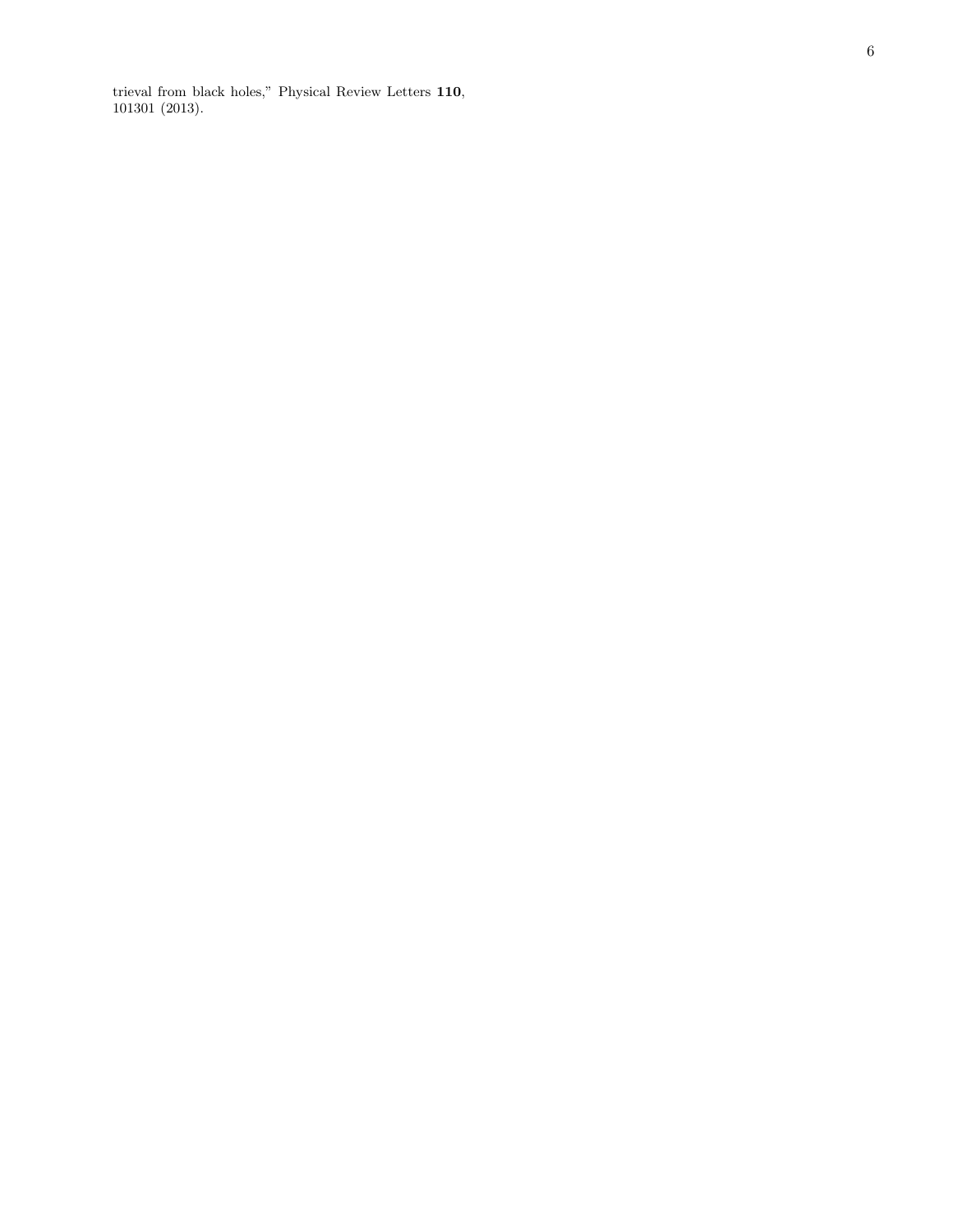trieval from black holes," Physical Review Letters **110**, 101301 (2013).